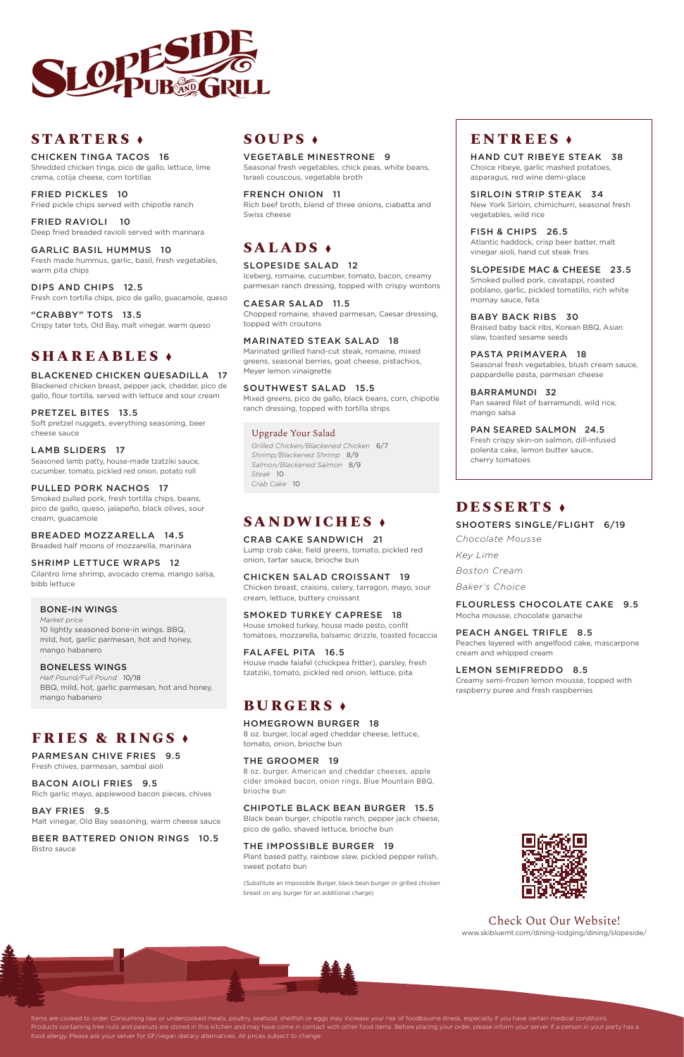# Slopeside Pub and Grill

## STARTERS ♦

**CHICKEN TINGA TACOS 16**
Shredded chicken tinga, pico de gallo, lettuce, lime crema, cotija cheese, corn tortillas

**FRIED PICKLES 10**
Fried pickle chips served with chipotle ranch

**FRIED RAVIOLI 10**
Deep fried breaded ravioli served with marinara

**GARLIC BASIL HUMMUS 10**
Fresh made hummus, garlic, basil, fresh vegetables, warm pita chips

**DIPS AND CHIPS 12.5**
Fresh corn tortilla chips, pico de gallo, guacamole, queso

**"CRABBY" TOTS 13.5**
Crispy tater tots, Old Bay, malt vinegar, warm queso

## SHAREABLES ♦

**BLACKENED CHICKEN QUESADILLA 17**
Blackened chicken breast, pepper jack, cheddar, pico de gallo, flour tortilla, served with lettuce and sour cream

**PRETZEL BITES 13.5**
Soft pretzel nuggets, everything seasoning, beer cheese sauce

**LAMB SLIDERS 17**
Seasoned lamb patty, house-made tzatziki sauce, cucumber, tomato, pickled red onion, potato roll

**PULLED PORK NACHOS 17**
Smoked pulled pork, fresh tortilla chips, beans, pico de gallo, queso, jalapeño, black olives, sour cream, guacamole

**BREADED MOZZARELLA 14.5**
Breaded half moons of mozzarella, marinara

**SHRIMP LETTUCE WRAPS 12**
Cilantro lime shrimp, avocado crema, mango salsa, bibb lettuce

**BONE-IN WINGS**
*Market price*
10 lightly seasoned bone-in wings. BBQ, mild, hot, garlic parmesan, hot and honey, mango habanero

**BONELESS WINGS**
*Half Pound/Full Pound* 10/18
BBQ, mild, hot, garlic parmesan, hot and honey, mango habanero

## FRIES & RINGS ♦

**PARMESAN CHIVE FRIES 9.5**
Fresh chives, parmesan, sambal aioli

**BACON AIOLI FRIES 9.5**
Rich garlic mayo, applewood bacon pieces, chives

**BAY FRIES 9.5**
Malt vinegar, Old Bay seasoning, warm cheese sauce

**BEER BATTERED ONION RINGS 10.5**
Bistro sauce

## SOUPS ♦

**VEGETABLE MINESTRONE 9**
Seasonal fresh vegetables, chick peas, white beans, Israeli couscous, vegetable broth

**FRENCH ONION 11**
Rich beef broth, blend of three onions, ciabatta and Swiss cheese

## SALADS ♦

**SLOPESIDE SALAD 12**
Iceberg, romaine, cucumber, tomato, bacon, creamy parmesan ranch dressing, topped with crispy wontons

**CAESAR SALAD 11.5**
Chopped romaine, shaved parmesan, Caesar dressing, topped with croutons

**MARINATED STEAK SALAD 18**
Marinated grilled hand-cut steak, romaine, mixed greens, seasonal berries, goat cheese, pistachios, Meyer lemon vinaigrette

**SOUTHWEST SALAD 15.5**
Mixed greens, pico de gallo, black beans, corn, chipotle ranch dressing, topped with tortilla strips

### Upgrade Your Salad

*Grilled Chicken/Blackened Chicken* 6/7
*Shrimp/Blackened Shrimp* 8/9
*Salmon/Blackened Salmon* 8/9
*Steak* 10
*Crab Cake* 10

## SANDWICHES ♦

**CRAB CAKE SANDWICH 21**
Lump crab cake, field greens, tomato, pickled red onion, tartar sauce, brioche bun

**CHICKEN SALAD CROISSANT 19**
Chicken breast, craisins, celery, tarragon, mayo, sour cream, lettuce, buttery croissant

**SMOKED TURKEY CAPRESE 18**
House smoked turkey, house made pesto, confit tomatoes, mozzarella, balsamic drizzle, toasted focaccia

**FALAFEL PITA 16.5**
House made falafel (chickpea fritter), parsley, fresh tzatziki, tomato, pickled red onion, lettuce, pita

## BURGERS ♦

**HOMEGROWN BURGER 18**
8 oz. burger, local aged cheddar cheese, lettuce, tomato, onion, brioche bun

**THE GROOMER 19**
8 oz. burger, American and cheddar cheeses, apple cider smoked bacon, onion rings, Blue Mountain BBQ, brioche bun

**CHIPOTLE BLACK BEAN BURGER 15.5**
Black bean burger, chipotle ranch, pepper jack cheese, pico de gallo, shaved lettuce, brioche bun

**THE IMPOSSIBLE BURGER 19**
Plant based patty, rainbow slaw, pickled pepper relish, sweet potato bun

(Substitute an Impossible Burger, black bean burger or grilled chicken breast on any burger for an additional charge)

## ENTREES ♦

**HAND CUT RIBEYE STEAK 38**
Choice ribeye, garlic mashed potatoes, asparagus, red wine demi-glace

**SIRLOIN STRIP STEAK 34**
New York Sirloin, chimichurri, seasonal fresh vegetables, wild rice

**FISH & CHIPS 26.5**
Atlantic haddock, crisp beer batter, malt vinegar aioli, hand cut steak fries

**SLOPESIDE MAC & CHEESE 23.5**
Smoked pulled pork, cavatappi, roasted poblano, garlic, pickled tomatillo, rich white mornay sauce, feta

**BABY BACK RIBS 30**
Braised baby back ribs, Korean BBQ, Asian slaw, toasted sesame seeds

**PASTA PRIMAVERA 18**
Seasonal fresh vegetables, blush cream sauce, pappardelle pasta, parmesan cheese

**BARRAMUNDI 32**
Pan seared filet of barramundi, wild rice, mango salsa

**PAN SEARED SALMON 24.5**
Fresh crispy skin-on salmon, dill-infused polenta cake, lemon butter sauce, cherry tomatoes

## DESSERTS ♦

**SHOOTERS SINGLE/FLIGHT 6/19**
*Chocolate Mousse*
*Key Lime*
*Boston Cream*
*Baker's Choice*

**FLOURLESS CHOCOLATE CAKE 9.5**
Mocha mousse, chocolate ganache

**PEACH ANGEL TRIFLE 8.5**
Peaches layered with angelfood cake, mascarpone cream and whipped cream

**LEMON SEMIFREDDO 8.5**
Creamy semi-frozen lemon mousse, topped with raspberry puree and fresh raspberries

Check Out Our Website!
www.skibluemt.com/dining-lodging/dining/slopeside/

Items are cooked to order. Consuming raw or undercooked meats, poultry, seafood, shellfish or eggs may increase your risk of foodbourne illness, especially if you have certain medical conditions. Products containing tree nuts and peanuts are stored in this kitchen and may have come in contact with other food items. Before placing your order, please inform your server if a person in your party has a food allergy. Please ask your server for GF/vegan dietary alternatives. All prices subject to change.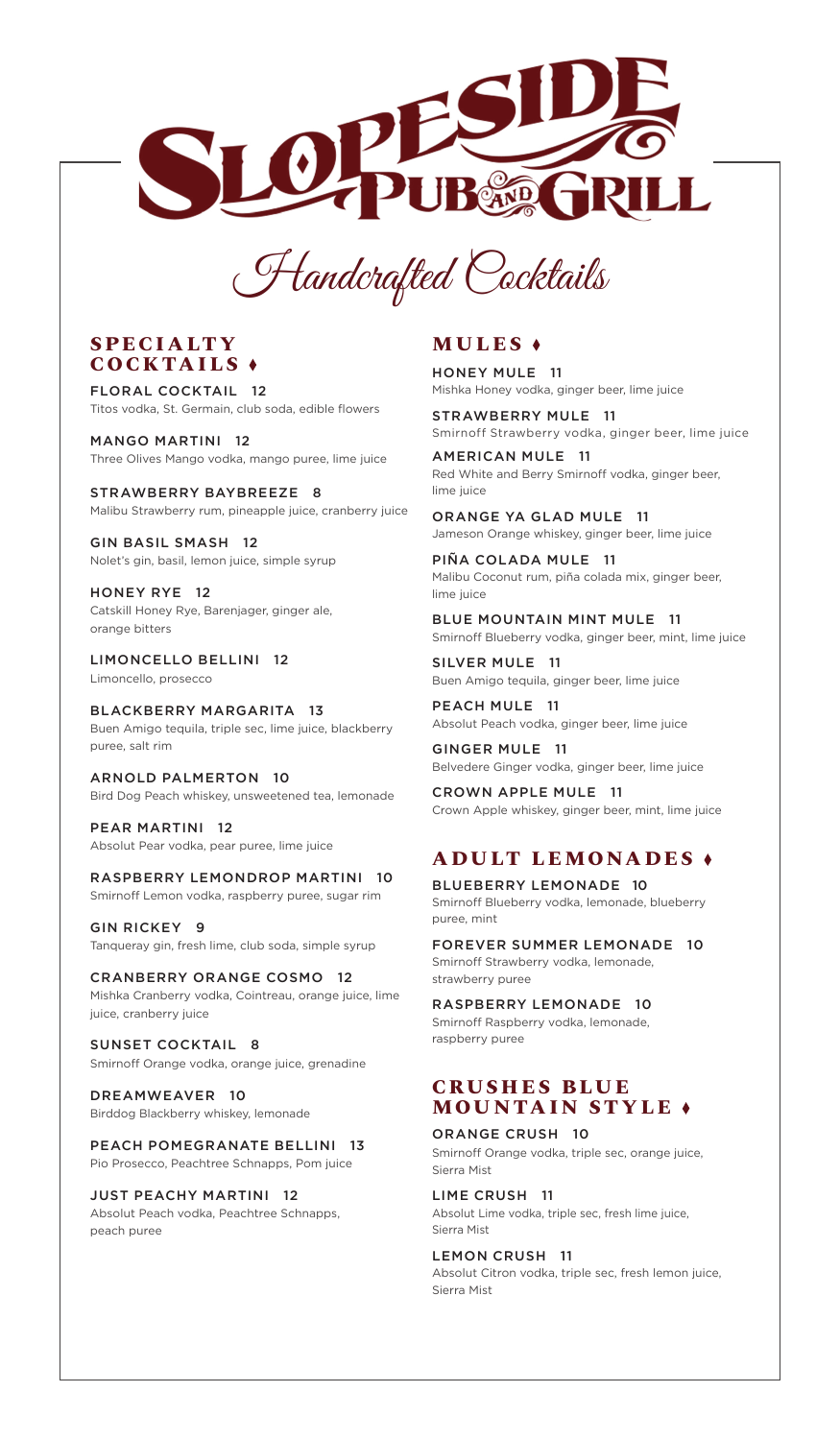# Slopeside Pub and Grill

## Handcrafted Cocktails

### SPECIALTY COCKTAILS ♦

**FLORAL COCKTAIL 12**
Titos vodka, St. Germain, club soda, edible flowers

**MANGO MARTINI 12**
Three Olives Mango vodka, mango puree, lime juice

**STRAWBERRY BAYBREEZE 8**
Malibu Strawberry rum, pineapple juice, cranberry juice

**GIN BASIL SMASH 12**
Nolet's gin, basil, lemon juice, simple syrup

**HONEY RYE 12**
Catskill Honey Rye, Barenjager, ginger ale, orange bitters

**LIMONCELLO BELLINI 12**
Limoncello, prosecco

**BLACKBERRY MARGARITA 13**
Buen Amigo tequila, triple sec, lime juice, blackberry puree, salt rim

**ARNOLD PALMERTON 10**
Bird Dog Peach whiskey, unsweetened tea, lemonade

**PEAR MARTINI 12**
Absolut Pear vodka, pear puree, lime juice

**RASPBERRY LEMONDROP MARTINI 10**
Smirnoff Lemon vodka, raspberry puree, sugar rim

**GIN RICKEY 9**
Tanqueray gin, fresh lime, club soda, simple syrup

**CRANBERRY ORANGE COSMO 12**
Mishka Cranberry vodka, Cointreau, orange juice, lime juice, cranberry juice

**SUNSET COCKTAIL 8**
Smirnoff Orange vodka, orange juice, grenadine

**DREAMWEAVER 10**
Birddog Blackberry whiskey, lemonade

**PEACH POMEGRANATE BELLINI 13**
Pio Prosecco, Peachtree Schnapps, Pom juice

**JUST PEACHY MARTINI 12**
Absolut Peach vodka, Peachtree Schnapps, peach puree

### MULES ♦

**HONEY MULE 11**
Mishka Honey vodka, ginger beer, lime juice

**STRAWBERRY MULE 11**
Smirnoff Strawberry vodka, ginger beer, lime juice

**AMERICAN MULE 11**
Red White and Berry Smirnoff vodka, ginger beer, lime juice

**ORANGE YA GLAD MULE 11**
Jameson Orange whiskey, ginger beer, lime juice

**PIÑA COLADA MULE 11**
Malibu Coconut rum, piña colada mix, ginger beer, lime juice

**BLUE MOUNTAIN MINT MULE 11**
Smirnoff Blueberry vodka, ginger beer, mint, lime juice

**SILVER MULE 11**
Buen Amigo tequila, ginger beer, lime juice

**PEACH MULE 11**
Absolut Peach vodka, ginger beer, lime juice

**GINGER MULE 11**
Belvedere Ginger vodka, ginger beer, lime juice

**CROWN APPLE MULE 11**
Crown Apple whiskey, ginger beer, mint, lime juice

### ADULT LEMONADES ♦

**BLUEBERRY LEMONADE 10**
Smirnoff Blueberry vodka, lemonade, blueberry puree, mint

**FOREVER SUMMER LEMONADE 10**
Smirnoff Strawberry vodka, lemonade, strawberry puree

**RASPBERRY LEMONADE 10**
Smirnoff Raspberry vodka, lemonade, raspberry puree

### CRUSHES BLUE MOUNTAIN STYLE ♦

**ORANGE CRUSH 10**
Smirnoff Orange vodka, triple sec, orange juice, Sierra Mist

**LIME CRUSH 11**
Absolut Lime vodka, triple sec, fresh lime juice, Sierra Mist

**LEMON CRUSH 11**
Absolut Citron vodka, triple sec, fresh lemon juice, Sierra Mist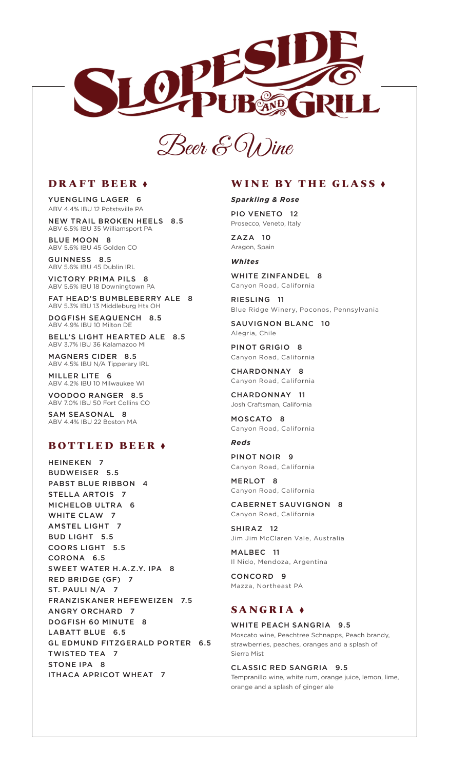# Slopeside Pub and Grill

## Beer & Wine

### DRAFT BEER ♦

YUENGLING LAGER 6
ABV 4.4% IBU 12 Potstsville PA

NEW TRAIL BROKEN HEELS 8.5
ABV 6.5% IBU 35 Williamsport PA

BLUE MOON 8
ABV 5.6% IBU 45 Golden CO

GUINNESS 8.5
ABV 5.6% IBU 45 Dublin IRL

VICTORY PRIMA PILS 8
ABV 5.6% IBU 18 Downingtown PA

FAT HEAD'S BUMBLEBERRY ALE 8
ABV 5.3% IBU 13 Middleburg Hts OH

DOGFISH SEAQUENCH 8.5
ABV 4.9% IBU 10 Milton DE

BELL'S LIGHT HEARTED ALE 8.5
ABV 3.7% IBU 36 Kalamazoo MI

MAGNERS CIDER 8.5
ABV 4.5% IBU N/A Tipperary IRL

MILLER LITE 6
ABV 4.2% IBU 10 Milwaukee WI

VOODOO RANGER 8.5
ABV 7.0% IBU 50 Fort Collins CO

SAM SEASONAL 8
ABV 4.4% IBU 22 Boston MA

### BOTTLED BEER ♦

HEINEKEN 7
BUDWEISER 5.5
PABST BLUE RIBBON 4
STELLA ARTOIS 7
MICHELOB ULTRA 6
WHITE CLAW 7
AMSTEL LIGHT 7
BUD LIGHT 5.5
COORS LIGHT 5.5
CORONA 6.5
SWEET WATER H.A.Z.Y. IPA 8
RED BRIDGE (GF) 7
ST. PAULI N/A 7
FRANZISKANER HEFEWEIZEN 7.5
ANGRY ORCHARD 7
DOGFISH 60 MINUTE 8
LABATT BLUE 6.5
GL EDMUND FITZGERALD PORTER 6.5
TWISTED TEA 7
STONE IPA 8
ITHACA APRICOT WHEAT 7

### WINE BY THE GLASS ♦

***Sparkling & Rose***

PIO VENETO 12
Prosecco, Veneto, Italy

ZAZA 10
Aragon, Spain

***Whites***

WHITE ZINFANDEL 8
Canyon Road, California

RIESLING 11
Blue Ridge Winery, Poconos, Pennsylvania

SAUVIGNON BLANC 10
Alegria, Chile

PINOT GRIGIO 8
Canyon Road, California

CHARDONNAY 8
Canyon Road, California

CHARDONNAY 11
Josh Craftsman, California

MOSCATO 8
Canyon Road, California

***Reds***

PINOT NOIR 9
Canyon Road, California

MERLOT 8
Canyon Road, California

CABERNET SAUVIGNON 8
Canyon Road, California

SHIRAZ 12
Jim Jim McClaren Vale, Australia

MALBEC 11
Il Nido, Mendoza, Argentina

CONCORD 9
Mazza, Northeast PA

### SANGRIA ♦

WHITE PEACH SANGRIA 9.5
Moscato wine, Peachtree Schnapps, Peach brandy, strawberries, peaches, oranges and a splash of Sierra Mist

CLASSIC RED SANGRIA 9.5
Tempranillo wine, white rum, orange juice, lemon, lime, orange and a splash of ginger ale